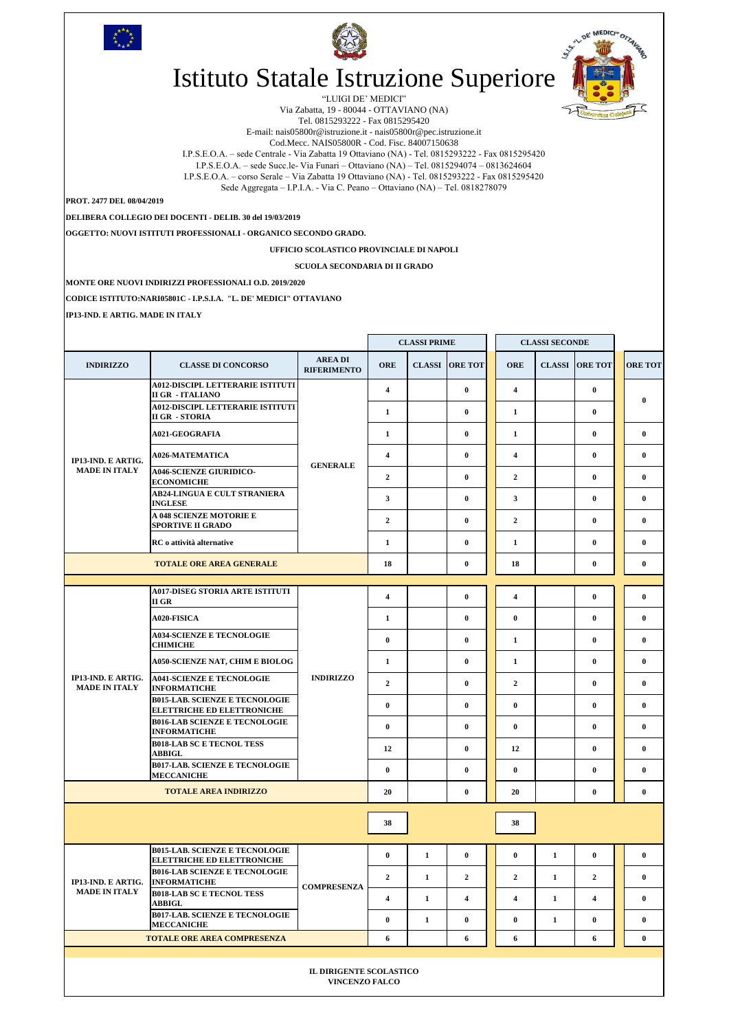# Istituto Statale Istruzione Superiore

"LUIGI DE' MEDICI"
Via Zabatta, 19 - 80044 - OTTAVIANO (NA)
Tel. 0815293222 - Fax 0815295420
E-mail: nais05800r@istruzione.it - nais05800r@pec.istruzione.it
Cod.Mecc. NAIS05800R - Cod. Fisc. 84007150638
I.P.S.E.O.A. – sede Centrale - Via Zabatta 19 Ottaviano (NA) - Tel. 0815293222 - Fax 0815295420
I.P.S.E.O.A. – sede Succ.le- Via Funari – Ottaviano (NA) – Tel. 0815294074 – 0813624604
I.P.S.E.O.A. – corso Serale – Via Zabatta 19 Ottaviano (NA) - Tel. 0815293222 - Fax 0815295420
Sede Aggregata – I.P.I.A. - Via C. Peano – Ottaviano (NA) – Tel. 0818278079

**PROT. 2477 DEL 08/04/2019**

**DELIBERA COLLEGIO DEI DOCENTI - DELIB. 30 del 19/03/2019**

**OGGETTO: NUOVI ISTITUTI PROFESSIONALI - ORGANICO SECONDO GRADO.**

**UFFICIO SCOLASTICO PROVINCIALE DI NAPOLI**

**SCUOLA SECONDARIA DI II GRADO**

**MONTE ORE NUOVI INDIRIZZI PROFESSIONALI O.D. 2019/2020**

**CODICE ISTITUTO:NARI05801C - I.P.S.I.A. "L. DE' MEDICI" OTTAVIANO**

**IP13-IND. E ARTIG. MADE IN ITALY**

| | | | CLASSI PRIME | | | CLASSI SECONDE | | | |
|---|---|---|---|---|---|---|---|---|---|
| INDIRIZZO | CLASSE DI CONCORSO | AREA DI RIFERIMENTO | ORE | CLASSI | ORE TOT | ORE | CLASSI | ORE TOT | ORE TOT |
| IP13-IND. E ARTIG. MADE IN ITALY | A012-DISCIPL LETTERARIE ISTITUTI II GR - ITALIANO | GENERALE | 4 | | 0 | 4 | | 0 | 0 |
| | A012-DISCIPL LETTERARIE ISTITUTI II GR - STORIA | | 1 | | 0 | 1 | | 0 | |
| | A021-GEOGRAFIA | | 1 | | 0 | 1 | | 0 | 0 |
| | A026-MATEMATICA | | 4 | | 0 | 4 | | 0 | 0 |
| | A046-SCIENZE GIURIDICO-ECONOMICHE | | 2 | | 0 | 2 | | 0 | 0 |
| | AB24-LINGUA E CULT STRANIERA INGLESE | | 3 | | 0 | 3 | | 0 | 0 |
| | A 048 SCIENZE MOTORIE E SPORTIVE II GRADO | | 2 | | 0 | 2 | | 0 | 0 |
| | RC o attività alternative | | 1 | | 0 | 1 | | 0 | 0 |
| TOTALE ORE AREA GENERALE | | | 18 | | 0 | 18 | | 0 | 0 |
| IP13-IND. E ARTIG. MADE IN ITALY | A017-DISEG STORIA ARTE ISTITUTI II GR | INDIRIZZO | 4 | | 0 | 4 | | 0 | 0 |
| | A020-FISICA | | 1 | | 0 | 0 | | 0 | 0 |
| | A034-SCIENZE E TECNOLOGIE CHIMICHE | | 0 | | 0 | 1 | | 0 | 0 |
| | A050-SCIENZE NAT, CHIM E BIOLOG | | 1 | | 0 | 1 | | 0 | 0 |
| | A041-SCIENZE E TECNOLOGIE INFORMATICHE | | 2 | | 0 | 2 | | 0 | 0 |
| | B015-LAB. SCIENZE E TECNOLOGIE ELETTRICHE ED ELETTRONICHE | | 0 | | 0 | 0 | | 0 | 0 |
| | B016-LAB SCIENZE E TECNOLOGIE INFORMATICHE | | 0 | | 0 | 0 | | 0 | 0 |
| | B018-LAB SC E TECNOL TESS ABBIGL | | 12 | | 0 | 12 | | 0 | 0 |
| | B017-LAB. SCIENZE E TECNOLOGIE MECCANICHE | | 0 | | 0 | 0 | | 0 | 0 |
| TOTALE AREA INDIRIZZO | | | 20 | | 0 | 20 | | 0 | 0 |
| | | | 38 | | | 38 | | | |
| IP13-IND. E ARTIG. MADE IN ITALY | B015-LAB. SCIENZE E TECNOLOGIE ELETTRICHE ED ELETTRONICHE | COMPRESENZA | 0 | 1 | 0 | 0 | 1 | 0 | 0 |
| | B016-LAB SCIENZE E TECNOLOGIE INFORMATICHE | | 2 | 1 | 2 | 2 | 1 | 2 | 0 |
| | B018-LAB SC E TECNOL TESS ABBIGL | | 4 | 1 | 4 | 4 | 1 | 4 | 0 |
| | B017-LAB. SCIENZE E TECNOLOGIE MECCANICHE | | 0 | 1 | 0 | 0 | 1 | 0 | 0 |
| TOTALE ORE AREA COMPRESENZA | | | 6 | | 6 | 6 | | 6 | 0 |

**IL DIRIGENTE SCOLASTICO**
**VINCENZO FALCO**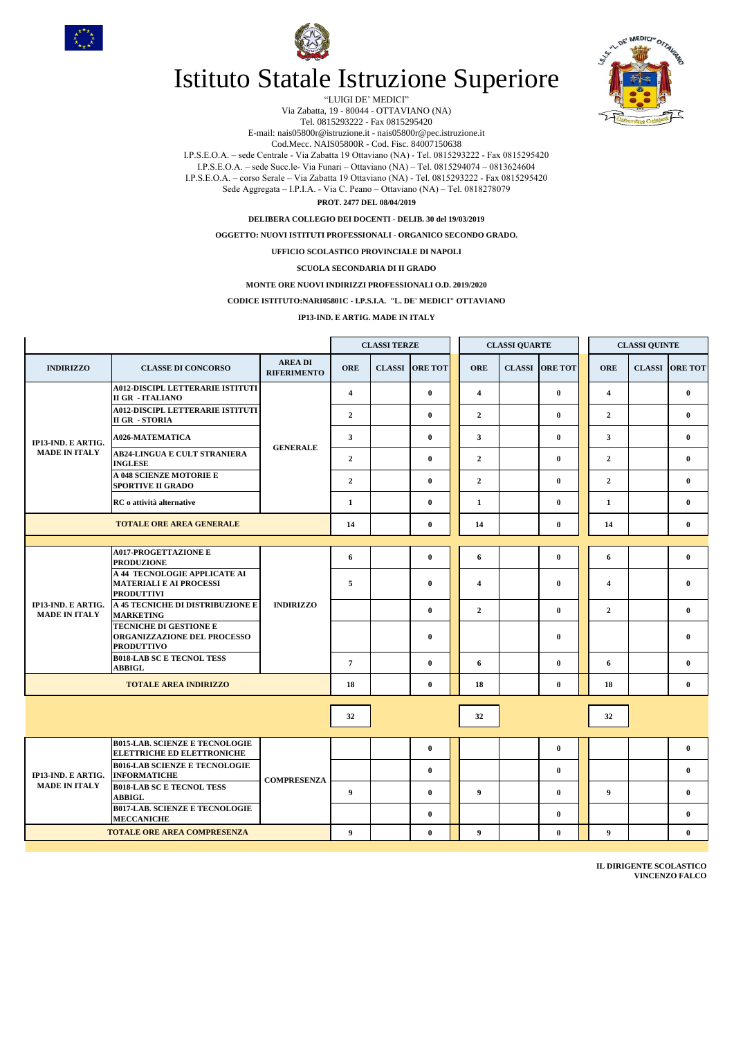# Istituto Statale Istruzione Superiore

"LUIGI DE' MEDICI"
Via Zabatta, 19 - 80044 - OTTAVIANO (NA)
Tel. 0815293222 - Fax 0815295420
E-mail: nais05800r@istruzione.it - nais05800r@pec.istruzione.it
Cod.Mecc. NAIS05800R - Cod. Fisc. 84007150638
I.P.S.E.O.A. – sede Centrale - Via Zabatta 19 Ottaviano (NA) - Tel. 0815293222 - Fax 0815295420
I.P.S.E.O.A. – sede Succ.le- Via Funari – Ottaviano (NA) – Tel. 0815294074 – 0813624604
I.P.S.E.O.A. – corso Serale – Via Zabatta 19 Ottaviano (NA) - Tel. 0815293222 - Fax 0815295420
Sede Aggregata – I.P.I.A. - Via C. Peano – Ottaviano (NA) – Tel. 0818278079

**PROT. 2477 DEL 08/04/2019**

**DELIBERA COLLEGIO DEI DOCENTI - DELIB. 30 del 19/03/2019**

**OGGETTO: NUOVI ISTITUTI PROFESSIONALI - ORGANICO SECONDO GRADO.**

**UFFICIO SCOLASTICO PROVINCIALE DI NAPOLI**

**SCUOLA SECONDARIA DI II GRADO**

**MONTE ORE NUOVI INDIRIZZI PROFESSIONALI O.D. 2019/2020**

**CODICE ISTITUTO:NARI05801C - I.P.S.I.A. "L. DE' MEDICI" OTTAVIANO**

**IP13-IND. E ARTIG. MADE IN ITALY**

| | | | CLASSI TERZE | | | CLASSI QUARTE | | | CLASSI QUINTE | | |
|---|---|---|---|---|---|---|---|---|---|---|---|
| INDIRIZZO | CLASSE DI CONCORSO | AREA DI RIFERIMENTO | ORE | CLASSI | ORE TOT | ORE | CLASSI | ORE TOT | ORE | CLASSI | ORE TOT |
| IP13-IND. E ARTIG. MADE IN ITALY | A012-DISCIPL LETTERARIE ISTITUTI II GR - ITALIANO | GENERALE | 4 | | 0 | 4 | | 0 | 4 | | 0 |
| | A012-DISCIPL LETTERARIE ISTITUTI II GR - STORIA | | 2 | | 0 | 2 | | 0 | 2 | | 0 |
| | A026-MATEMATICA | | 3 | | 0 | 3 | | 0 | 3 | | 0 |
| | AB24-LINGUA E CULT STRANIERA INGLESE | | 2 | | 0 | 2 | | 0 | 2 | | 0 |
| | A 048 SCIENZE MOTORIE E SPORTIVE II GRADO | | 2 | | 0 | 2 | | 0 | 2 | | 0 |
| | RC o attività alternative | | 1 | | 0 | 1 | | 0 | 1 | | 0 |
| TOTALE ORE AREA GENERALE | | | 14 | | 0 | 14 | | 0 | 14 | | 0 |
| IP13-IND. E ARTIG. MADE IN ITALY | A017-PROGETTAZIONE E PRODUZIONE | INDIRIZZO | 6 | | 0 | 6 | | 0 | 6 | | 0 |
| | A 44 TECNOLOGIE APPLICATE AI MATERIALI E AI PROCESSI PRODUTTIVI | | 5 | | 0 | 4 | | 0 | 4 | | 0 |
| | A 45 TECNICHE DI DISTRIBUZIONE E MARKETING | | | | 0 | 2 | | 0 | 2 | | 0 |
| | TECNICHE DI GESTIONE E ORGANIZZAZIONE DEL PROCESSO PRODUTTIVO | | | | 0 | | | 0 | | | 0 |
| | B018-LAB SC E TECNOL TESS ABBIGL | | 7 | | 0 | 6 | | 0 | 6 | | 0 |
| TOTALE AREA INDIRIZZO | | | 18 | | 0 | 18 | | 0 | 18 | | 0 |
| | | | 32 | | | 32 | | | 32 | | |
| IP13-IND. E ARTIG. MADE IN ITALY | B015-LAB. SCIENZE E TECNOLOGIE ELETTRICHE ED ELETTRONICHE | COMPRESENZA | | | 0 | | | 0 | | | 0 |
| | B016-LAB SCIENZE E TECNOLOGIE INFORMATICHE | | | | 0 | | | 0 | | | 0 |
| | B018-LAB SC E TECNOL TESS ABBIGL | | 9 | | 0 | 9 | | 0 | 9 | | 0 |
| | B017-LAB. SCIENZE E TECNOLOGIE MECCANICHE | | | | 0 | | | 0 | | | 0 |
| TOTALE ORE AREA COMPRESENZA | | | 9 | | 0 | 9 | | 0 | 9 | | 0 |

**IL DIRIGENTE SCOLASTICO**
**VINCENZO FALCO**